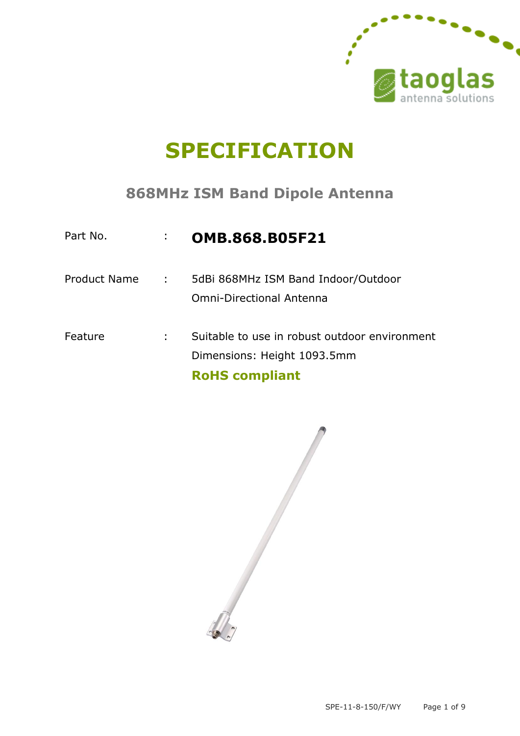# SPECIFICATION

## 868MHz ISM Band Dipole Antenna

Part No. : **OMB.868.B05F21**

Product Name : 5dBi 868MHz ISM Band Indoor/Outdoor Omni-Directional Antenna

Feature : Suitable to use in robust outdoor environment
Dimensions: Height 1093.5mm
**RoHS compliant**

SPE-11-8-150/F/WY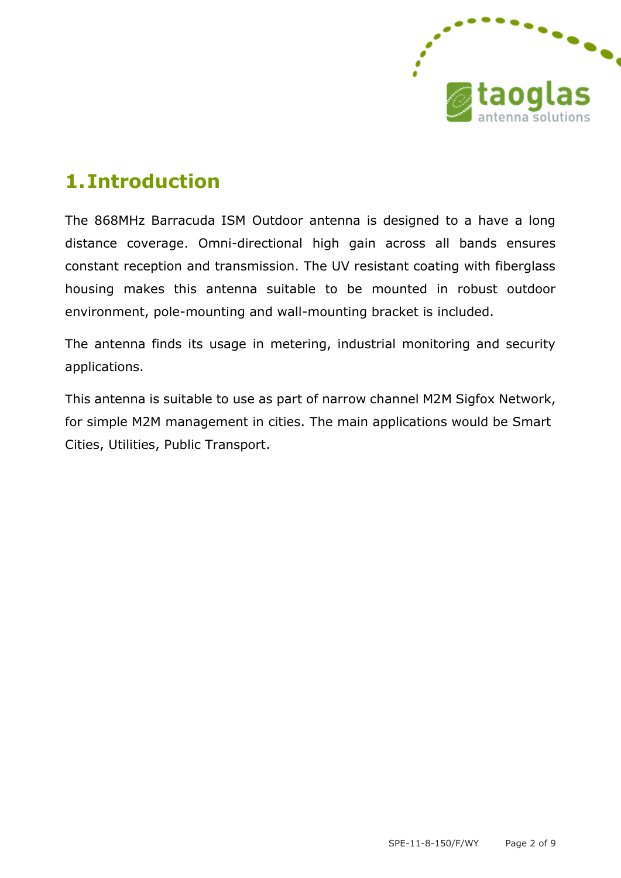# 1. Introduction

The 868MHz Barracuda ISM Outdoor antenna is designed to a have a long distance coverage. Omni-directional high gain across all bands ensures constant reception and transmission. The UV resistant coating with fiberglass housing makes this antenna suitable to be mounted in robust outdoor environment, pole-mounting and wall-mounting bracket is included.

The antenna finds its usage in metering, industrial monitoring and security applications.

This antenna is suitable to use as part of narrow channel M2M Sigfox Network, for simple M2M management in cities. The main applications would be Smart Cities, Utilities, Public Transport.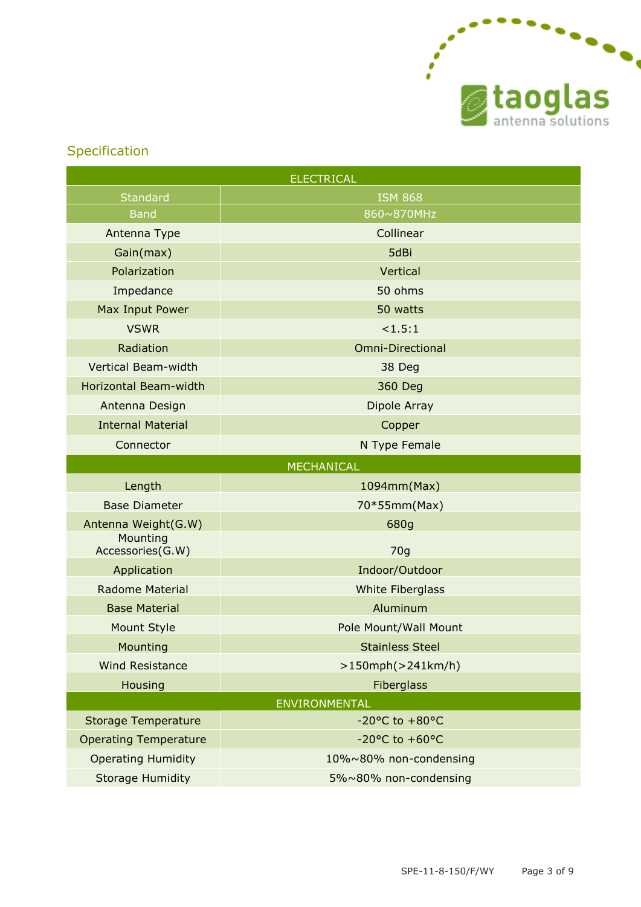## Specification

| ELECTRICAL | |
|---|---|
| Standard | ISM 868 |
| Band | 860~870MHz |
| Antenna Type | Collinear |
| Gain(max) | 5dBi |
| Polarization | Vertical |
| Impedance | 50 ohms |
| Max Input Power | 50 watts |
| VSWR | <1.5:1 |
| Radiation | Omni-Directional |
| Vertical Beam-width | 38 Deg |
| Horizontal Beam-width | 360 Deg |
| Antenna Design | Dipole Array |
| Internal Material | Copper |
| Connector | N Type Female |
| **MECHANICAL** | |
| Length | 1094mm(Max) |
| Base Diameter | 70*55mm(Max) |
| Antenna Weight(G.W) | 680g |
| Mounting Accessories(G.W) | 70g |
| Application | Indoor/Outdoor |
| Radome Material | White Fiberglass |
| Base Material | Aluminum |
| Mount Style | Pole Mount/Wall Mount |
| Mounting | Stainless Steel |
| Wind Resistance | >150mph(>241km/h) |
| Housing | Fiberglass |
| **ENVIRONMENTAL** | |
| Storage Temperature | -20°C to +80°C |
| Operating Temperature | -20°C to +60°C |
| Operating Humidity | 10%~80% non-condensing |
| Storage Humidity | 5%~80% non-condensing |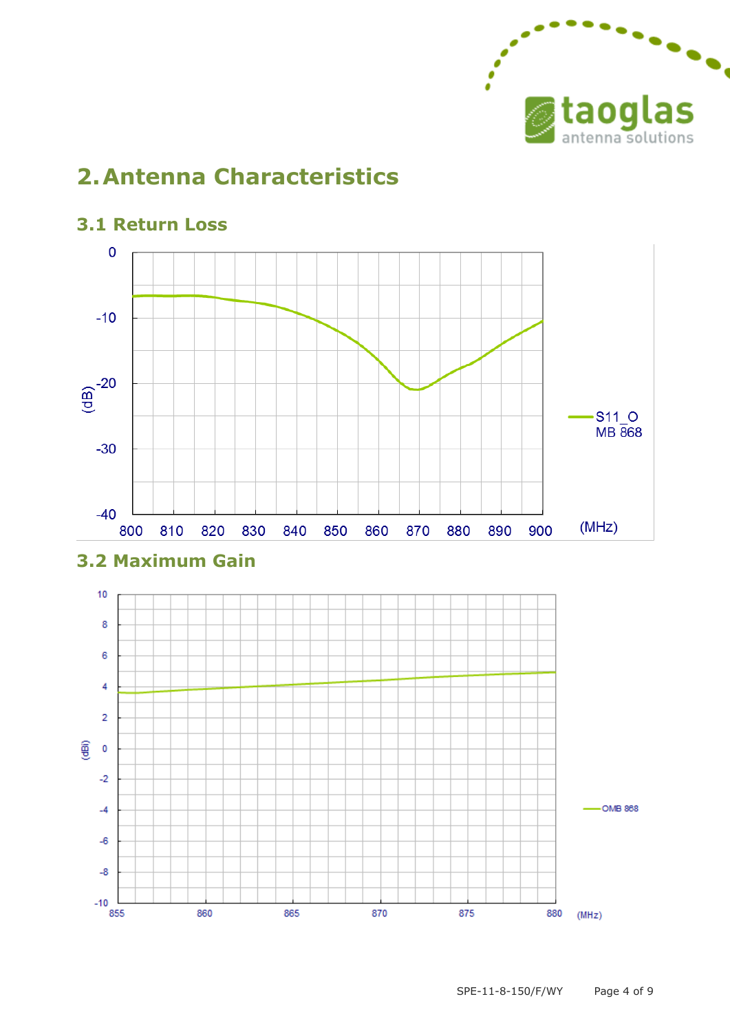# 2. Antenna Characteristics

## 3.1 Return Loss

## 3.2 Maximum Gain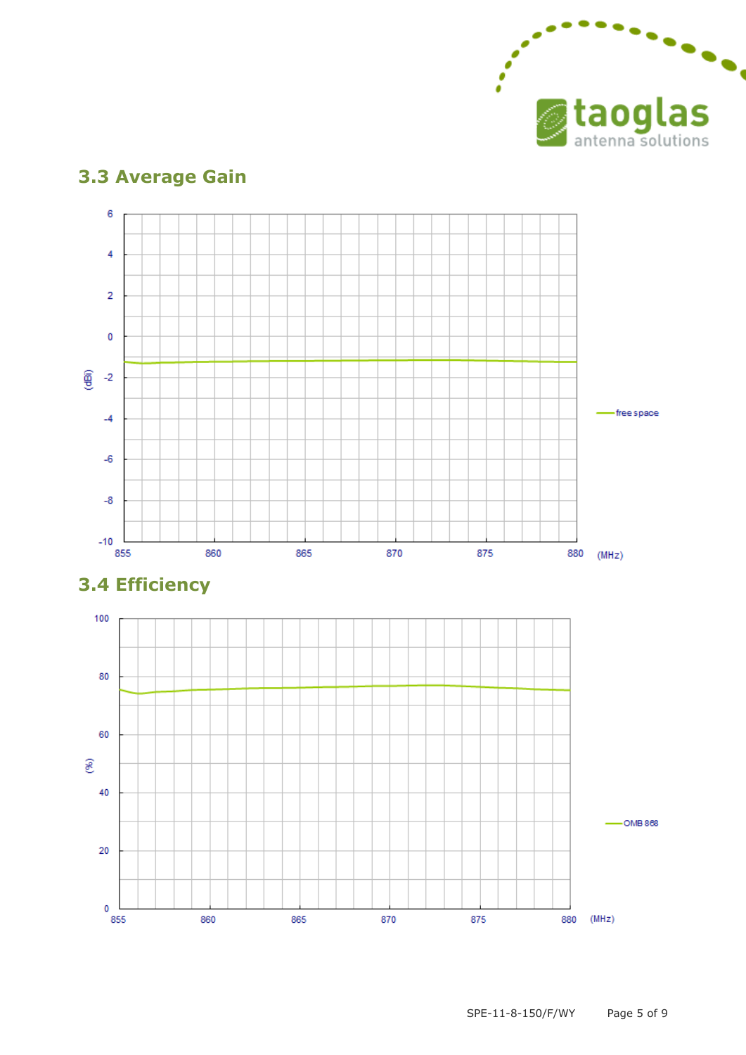## 3.3 Average Gain

## 3.4 Efficiency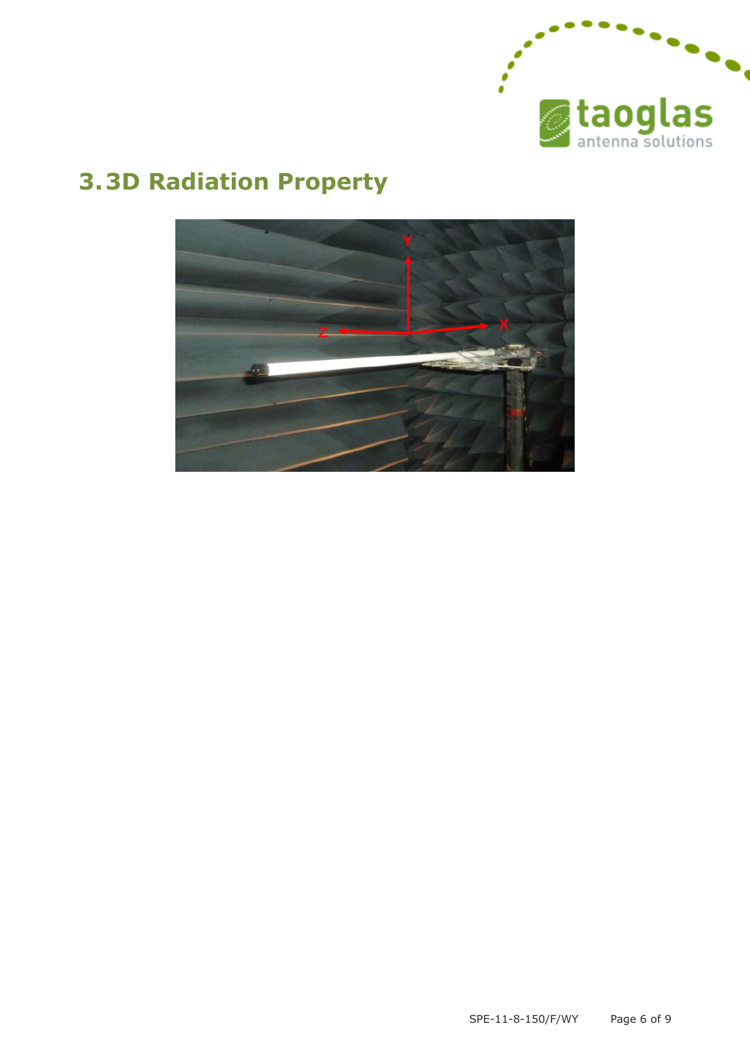# 3.3D Radiation Property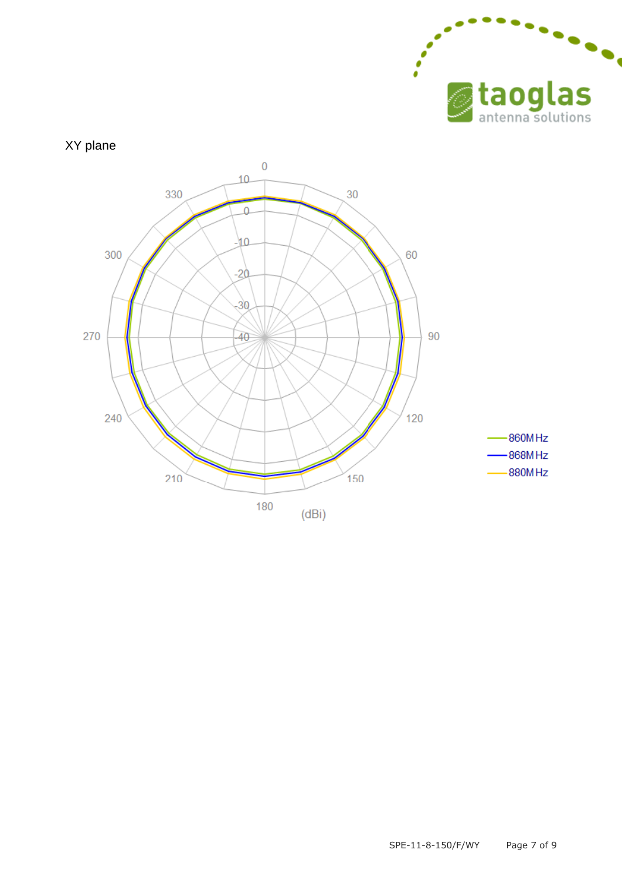XY plane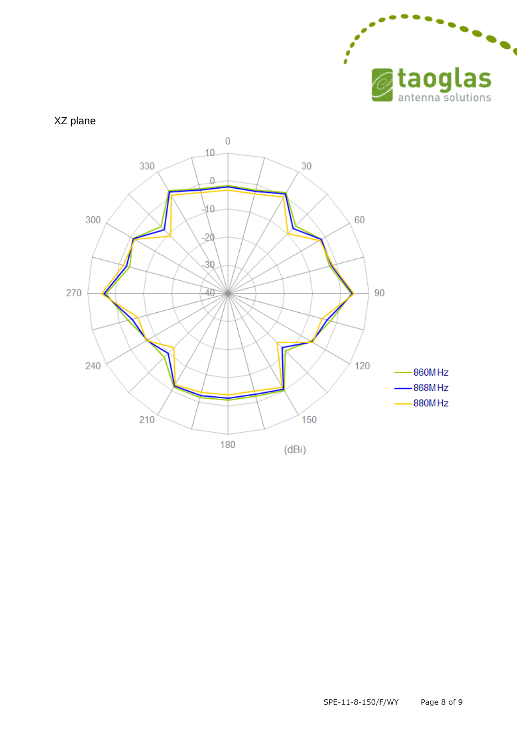XZ plane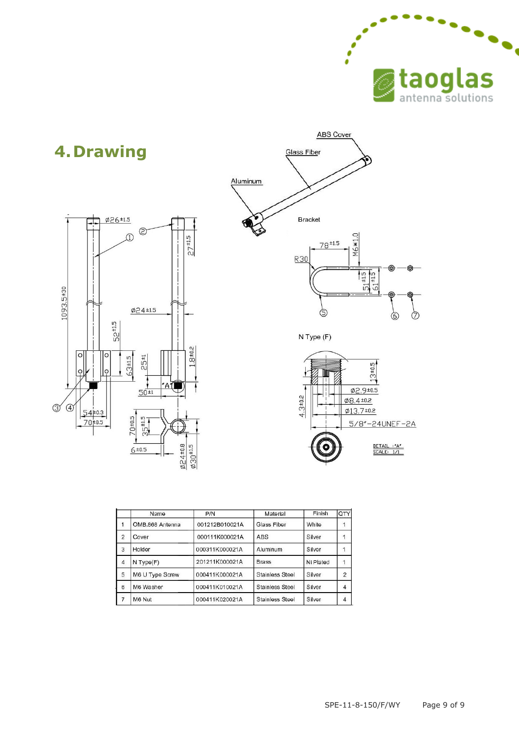## 4. Drawing

|  | Name | P/N | Material | Finish | QTY |
|---|---|---|---|---|---|
| 1 | OMB.868 Antenna | 001212B010021A | Glass Fiber | White | 1 |
| 2 | Cover | 000111K000021A | ABS | Silver | 1 |
| 3 | Holder | 000311K000021A | Aluminum | Silver | 1 |
| 4 | N Type(F) | 201211K000021A | Brass | Ni Plated | 1 |
| 5 | M6 U Type Screw | 000411K000021A | Stainless Steel | Silver | 2 |
| 6 | M6 Washer | 000411K010021A | Stainless Steel | Silver | 4 |
| 7 | M6 Nut | 000411K020021A | Stainless Steel | Silver | 4 |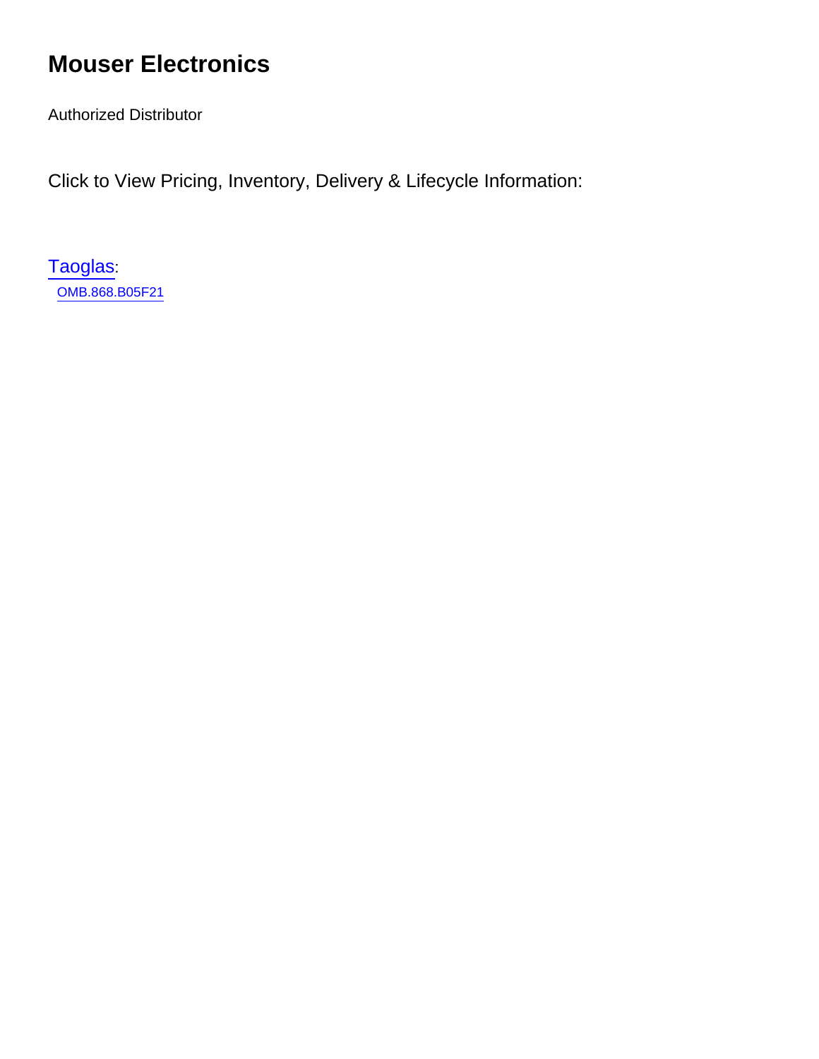# Mouser Electronics

Authorized Distributor

Click to View Pricing, Inventory, Delivery & Lifecycle Information:

Taoglas:

OMB.868.B05F21